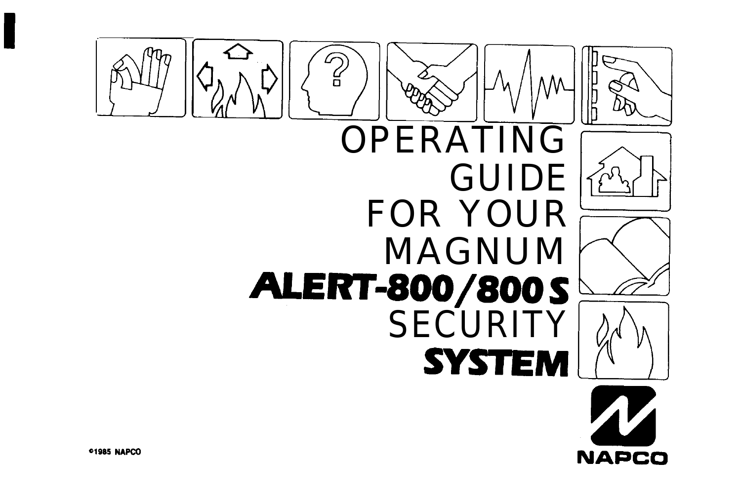# OPERATING GUIDE FOR YOUR MAGNUM **ALERT-800/800S** SECURITY **SYSTEM**

©1985 NAPCO

NAPCO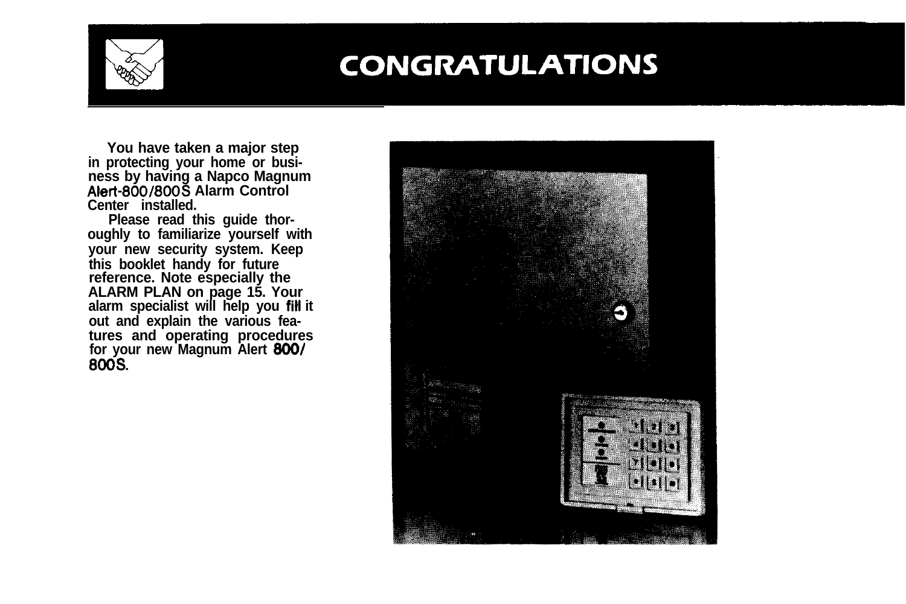# CONGRATULATIONS

You have taken a major step in protecting your home or business by having a Napco Magnum Alert-800/800S Alarm Control Center installed.

Please read this guide thoroughly to familiarize yourself with your new security system. Keep this booklet handy for future reference. Note especially the ALARM PLAN on page 15. Your alarm specialist will help you fill it out and explain the various features and operating procedures for your new Magnum Alert 800/800S.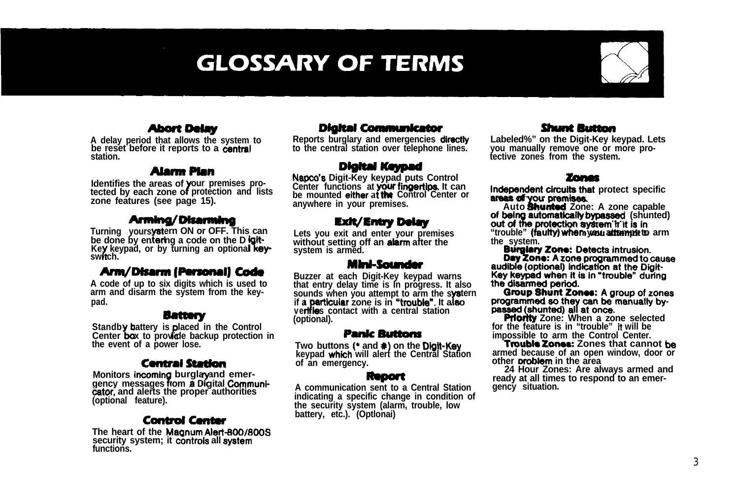# GLOSSARY OF TERMS

### Abort Delay

A delay period that allows the system to be reset before it reports to a central station.

### Alarm Plan

Identifies the areas of your premises protected by each zone of protection and lists zone features (see page 15).

### Arming/Disarming

Turning your system ON or OFF. This can be done by entering a code on the Digit-Key keypad, or by turning an optional key-switch.

### Arm/Disarm (Personal) Code

A code of up to six digits which is used to arm and disarm the system from the keypad.

### Battery

Standby battery is placed in the Control Center box to provide backup protection in the event of a power lose.

### Central Station

Monitors incoming burglary and emergency messages from a Digital Communicator, and alerts the proper authorities (optional feature).

### Control Center

The heart of the Magnum Alert-800/800S security system; it controls all system functions.

### Digital Communicator

Reports burglary and emergencies directly to the central station over telephone lines.

### Digital Keypad

Napco's Digit-Key keypad puts Control Center functions at your fingertips. It can be mounted either at the Control Center or anywhere in your premises.

### Exit/Entry Delay

Lets you exit and enter your premises without setting off an alarm after the system is armed.

### Mini-Sounder

Buzzer at each Digit-Key keypad warns that entry delay time is in progress. It also sounds when you attempt to arm the system if a particular zone is in "trouble". It also verifies contact with a central station (optional).

### Panic Buttons

Two buttons (* and #) on the Digit-Key keypad which will alert the Central Station of an emergency.

### Report

A communication sent to a Central Station indicating a specific change in condition of the security system (alarm, trouble, low battery, etc.). (Optional)

### Shunt Button

Labeled "%" on the Digit-Key keypad. Lets you manually remove one or more protective zones from the system.

### Zones

Independent circuits that protect specific areas of your premises.

Auto Shunted Zone: A zone capable of being automatically bypassed (shunted) out of the protection system if it is in "trouble" (faulty) when you attempt to arm the system.

**Burglary Zone:** Detects intrusion.

**Day Zone:** A zone programmed to cause audible (optional) indication at the Digit-Key keypad when it is in "trouble" during the disarmed period.

**Group Shunt Zones:** A group of zones programmed so they can be manually bypassed (shunted) all at once.

**Priority** Zone: When a zone selected for the feature is in "trouble" it will be impossible to arm the Control Center.

**Trouble Zones:** Zones that cannot be armed because of an open window, door or other problem in the area

24 Hour Zones: Are always armed and ready at all times to respond to an emergency situation.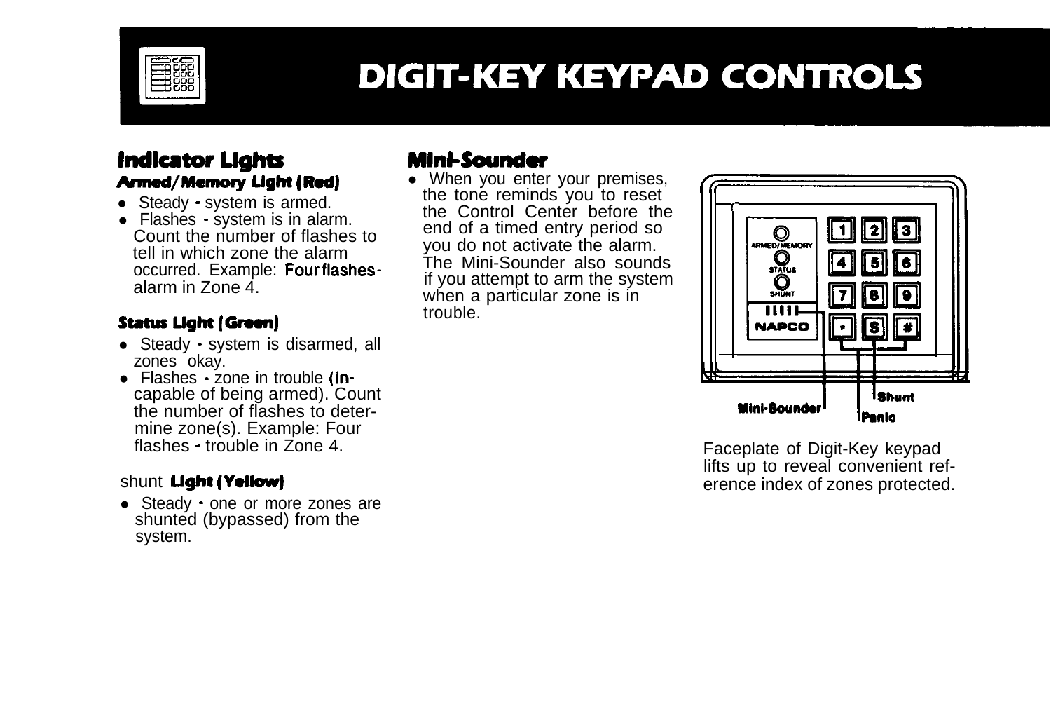# DIGIT-KEY KEYPAD CONTROLS

## Indicator Lights

### Armed/Memory Light (Red)

- Steady - system is armed.
- Flashes - system is in alarm. Count the number of flashes to tell in which zone the alarm occurred. Example: Four flashes - alarm in Zone 4.

### Status Light (Green)

- Steady - system is disarmed, all zones okay.
- Flashes - zone in trouble (incapable of being armed). Count the number of flashes to determine zone(s). Example: Four flashes - trouble in Zone 4.

### shunt Light (Yellow)

- Steady - one or more zones are shunted (bypassed) from the system.

## Mini-Sounder

- When you enter your premises, the tone reminds you to reset the Control Center before the end of a timed entry period so you do not activate the alarm. The Mini-Sounder also sounds if you attempt to arm the system when a particular zone is in trouble.

ARMED/MEMORY
STATUS
SHUNT
NAPCO

1 2 3
4 5 6
7 8 9
* S #

Mini-Sounder
Shunt
Panic

Faceplate of Digit-Key keypad lifts up to reveal convenient reference index of zones protected.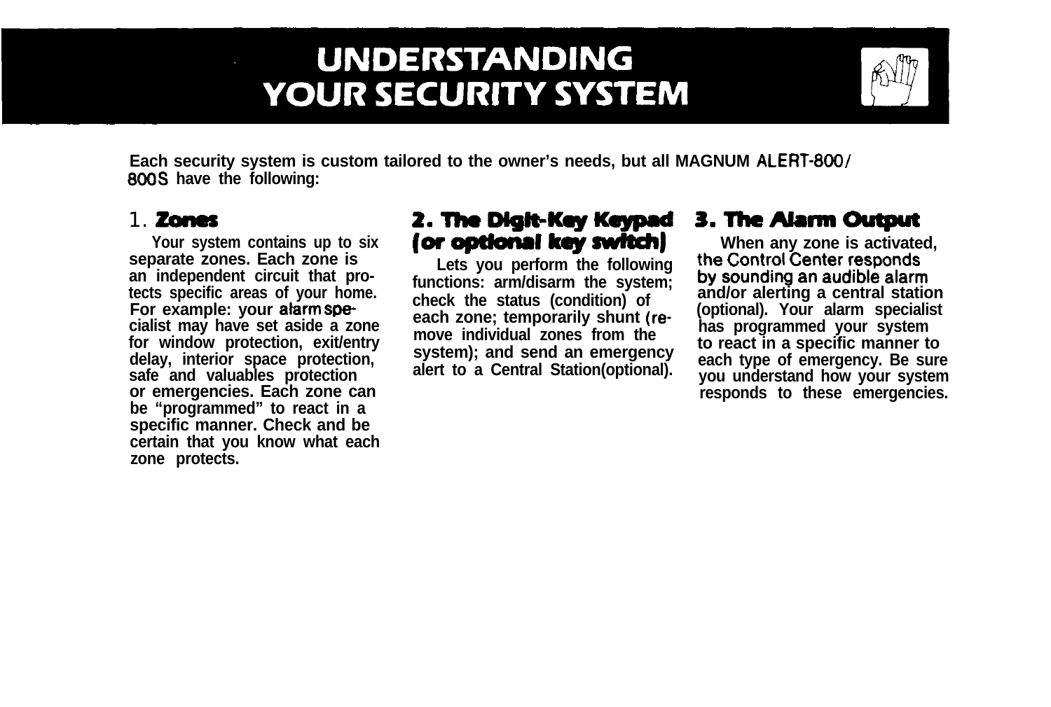# UNDERSTANDING YOUR SECURITY SYSTEM

**Each security system is custom tailored to the owner's needs, but all MAGNUM ALERT-800/800S have the following:**

## 1. Zones

**Your system contains up to six separate zones. Each zone is an independent circuit that protects specific areas of your home. For example: your alarm specialist may have set aside a zone for window protection, exit/entry delay, interior space protection, safe and valuables protection or emergencies. Each zone can be "programmed" to react in a specific manner. Check and be certain that you know what each zone protects.**

## 2. The Digit-Key Keypad (or optional key switch)

**Lets you perform the following functions: arm/disarm the system; check the status (condition) of each zone; temporarily shunt (remove individual zones from the system); and send an emergency alert to a Central Station(optional).**

## 3. The Alarm Output

**When any zone is activated, the Control Center responds by sounding an audible alarm and/or alerting a central station (optional). Your alarm specialist has programmed your system to react in a specific manner to each type of emergency. Be sure you understand how your system responds to these emergencies.**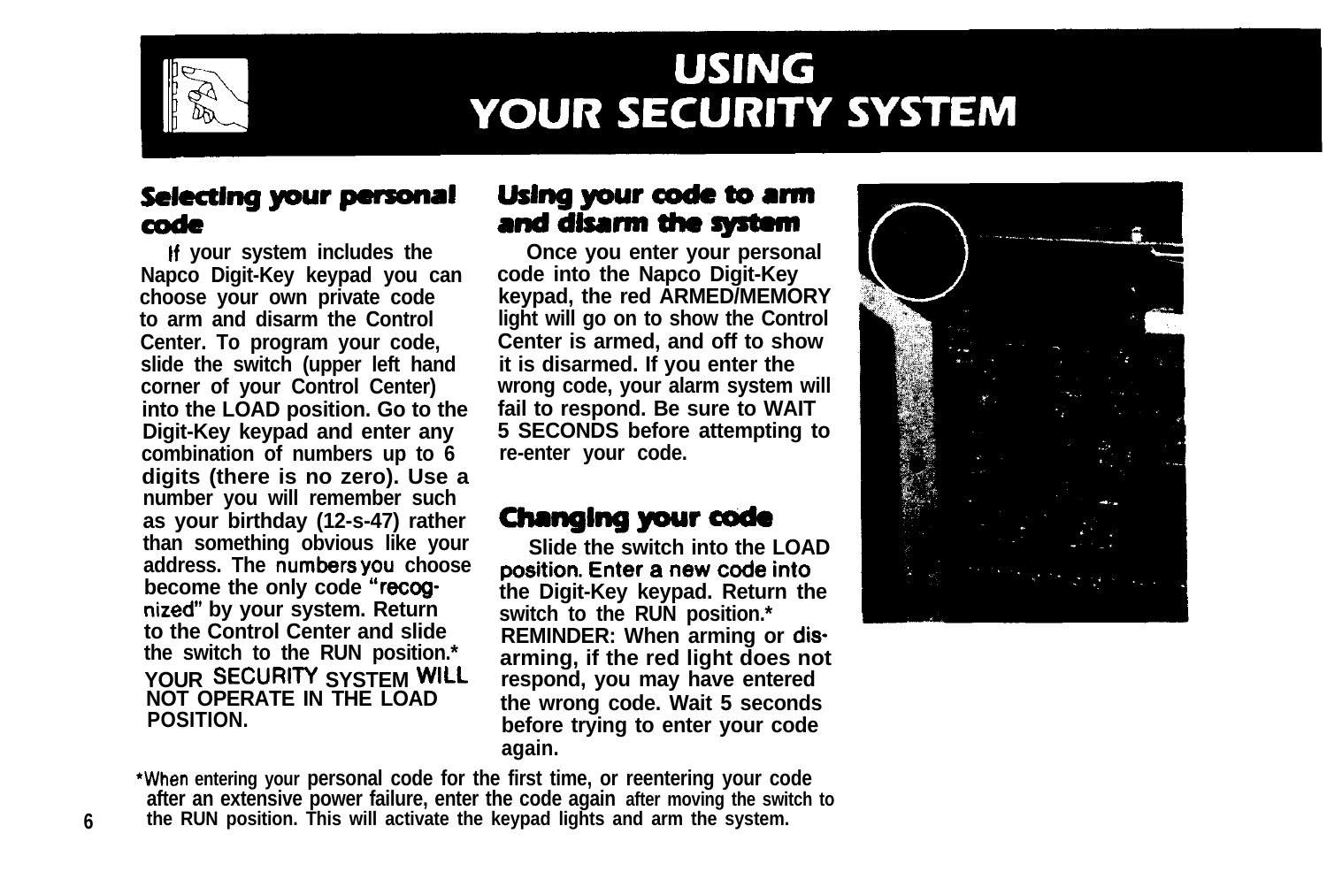# USING YOUR SECURITY SYSTEM

## Selecting your personal code

If your system includes the Napco Digit-Key keypad you can choose your own private code to arm and disarm the Control Center. To program your code, slide the switch (upper left hand corner of your Control Center) into the LOAD position. Go to the Digit-Key keypad and enter any combination of numbers up to 6 digits (there is no zero). Use a number you will remember such as your birthday (12-s-47) rather than something obvious like your address. The numbers you choose become the only code "recognized" by your system. Return to the Control Center and slide the switch to the RUN position.* YOUR SECURITY SYSTEM WILL NOT OPERATE IN THE LOAD POSITION.

## Using your code to arm and disarm the system

Once you enter your personal code into the Napco Digit-Key keypad, the red ARMED/MEMORY light will go on to show the Control Center is armed, and off to show it is disarmed. If you enter the wrong code, your alarm system will fail to respond. Be sure to WAIT 5 SECONDS before attempting to re-enter your code.

## Changing your code

Slide the switch into the LOAD position. Enter a new code into the Digit-Key keypad. Return the switch to the RUN position.* REMINDER: When arming or disarming, if the red light does not respond, you may have entered the wrong code. Wait 5 seconds before trying to enter your code again.

*When entering your personal code for the first time, or reentering your code after an extensive power failure, enter the code again after moving the switch to the RUN position. This will activate the keypad lights and arm the system.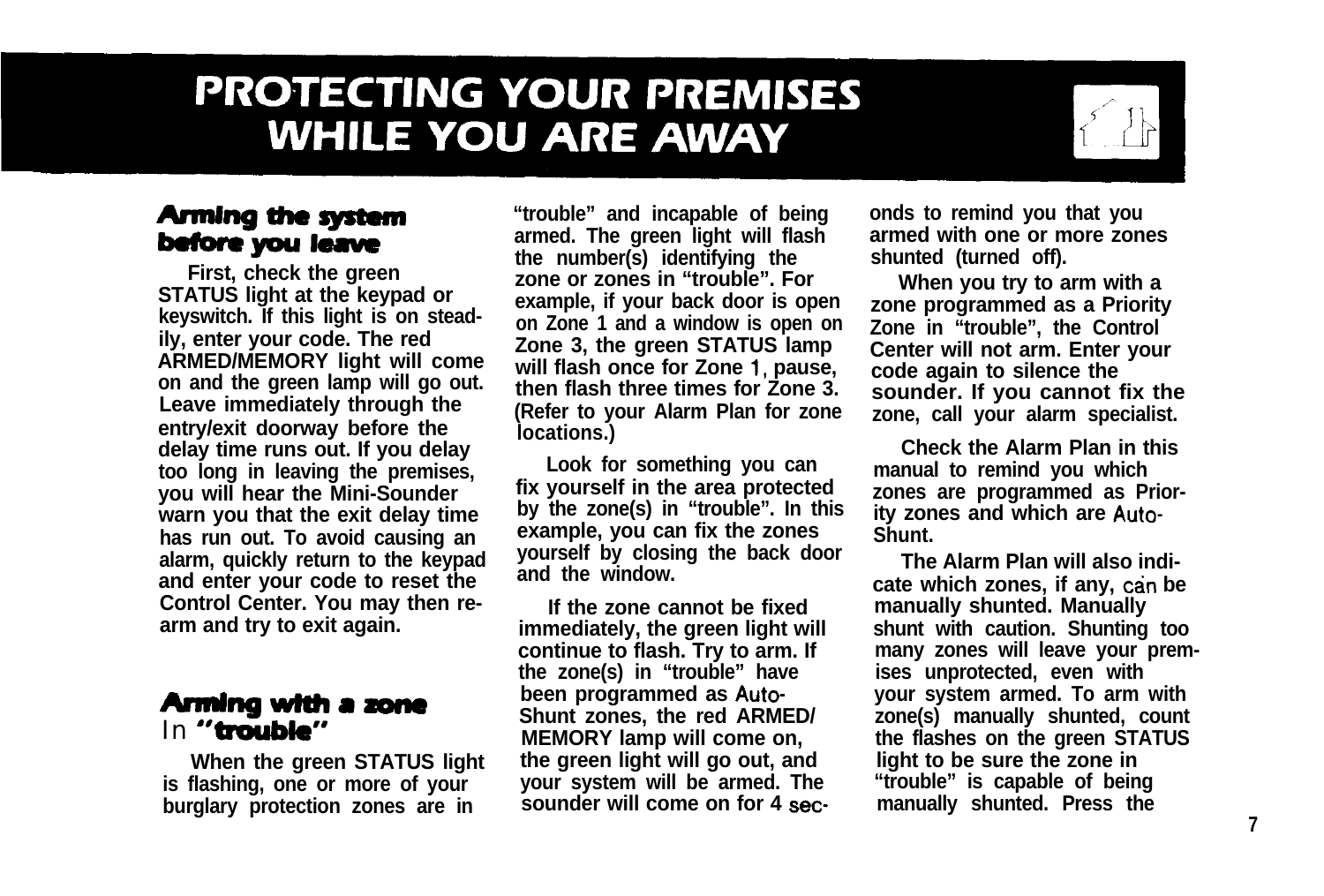# PROTECTING YOUR PREMISES WHILE YOU ARE AWAY

## Arming the system before you leave

First, check the green STATUS light at the keypad or keyswitch. If this light is on steadily, enter your code. The red ARMED/MEMORY light will come on and the green lamp will go out. Leave immediately through the entry/exit doorway before the delay time runs out. If you delay too long in leaving the premises, you will hear the Mini-Sounder warn you that the exit delay time has run out. To avoid causing an alarm, quickly return to the keypad and enter your code to reset the Control Center. You may then re-arm and try to exit again.

## Arming with a zone In "trouble"

When the green STATUS light is flashing, one or more of your burglary protection zones are in "trouble" and incapable of being armed. The green light will flash the number(s) identifying the zone or zones in "trouble". For example, if your back door is open on Zone 1 and a window is open on Zone 3, the green STATUS lamp will flash once for Zone 1, pause, then flash three times for Zone 3. (Refer to your Alarm Plan for zone locations.)

Look for something you can fix yourself in the area protected by the zone(s) in "trouble". In this example, you can fix the zones yourself by closing the back door and the window.

If the zone cannot be fixed immediately, the green light will continue to flash. Try to arm. If the zone(s) in "trouble" have been programmed as Auto-Shunt zones, the red ARMED/MEMORY lamp will come on, the green light will go out, and your system will be armed. The sounder will come on for 4 seconds to remind you that you armed with one or more zones shunted (turned off).

When you try to arm with a zone programmed as a Priority Zone in "trouble", the Control Center will not arm. Enter your code again to silence the sounder. If you cannot fix the zone, call your alarm specialist.

Check the Alarm Plan in this manual to remind you which zones are programmed as Priority zones and which are Auto-Shunt.

The Alarm Plan will also indicate which zones, if any, can be manually shunted. Manually shunt with caution. Shunting too many zones will leave your premises unprotected, even with your system armed. To arm with zone(s) manually shunted, count the flashes on the green STATUS light to be sure the zone in "trouble" is capable of being manually shunted. Press the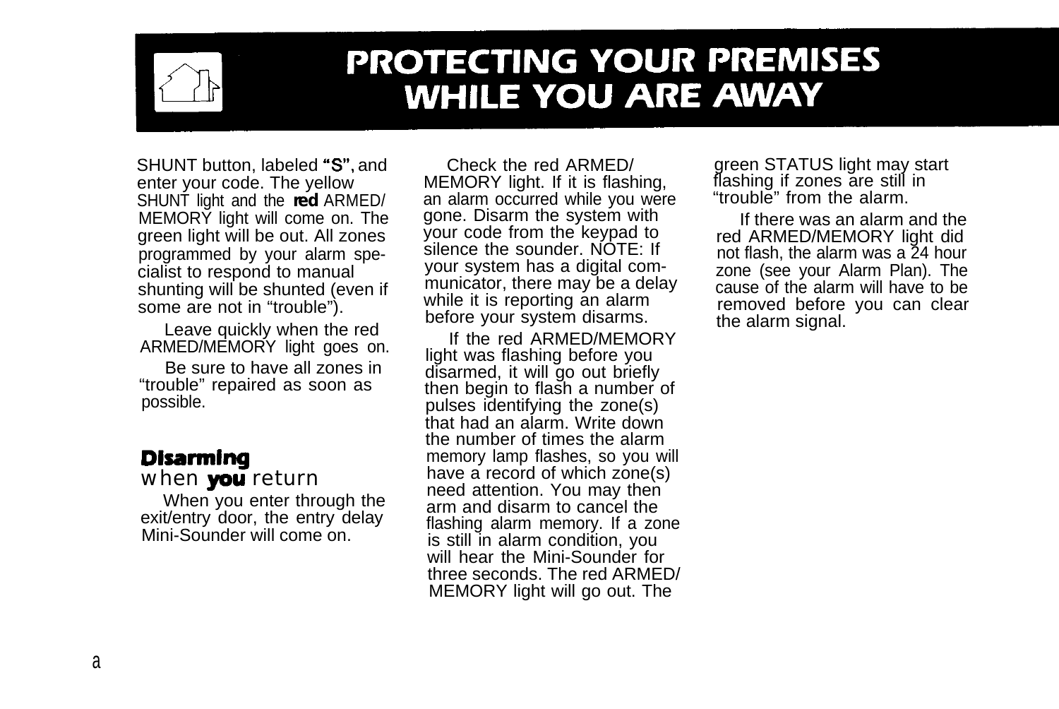# PROTECTING YOUR PREMISES WHILE YOU ARE AWAY

SHUNT button, labeled **"S"**, and enter your code. The yellow SHUNT light and the **red** ARMED/MEMORY light will come on. The green light will be out. All zones programmed by your alarm specialist to respond to manual shunting will be shunted (even if some are not in "trouble").

Leave quickly when the red ARMED/MEMORY light goes on.

Be sure to have all zones in "trouble" repaired as soon as possible.

## Disarming when you return

When you enter through the exit/entry door, the entry delay Mini-Sounder will come on.

Check the red ARMED/MEMORY light. If it is flashing, an alarm occurred while you were gone. Disarm the system with your code from the keypad to silence the sounder. NOTE: If your system has a digital communicator, there may be a delay while it is reporting an alarm before your system disarms.

If the red ARMED/MEMORY light was flashing before you disarmed, it will go out briefly then begin to flash a number of pulses identifying the zone(s) that had an alarm. Write down the number of times the alarm memory lamp flashes, so you will have a record of which zone(s) need attention. You may then arm and disarm to cancel the flashing alarm memory. If a zone is still in alarm condition, you will hear the Mini-Sounder for three seconds. The red ARMED/MEMORY light will go out. The green STATUS light may start flashing if zones are still in "trouble" from the alarm.

If there was an alarm and the red ARMED/MEMORY light did not flash, the alarm was a 24 hour zone (see your Alarm Plan). The cause of the alarm will have to be removed before you can clear the alarm signal.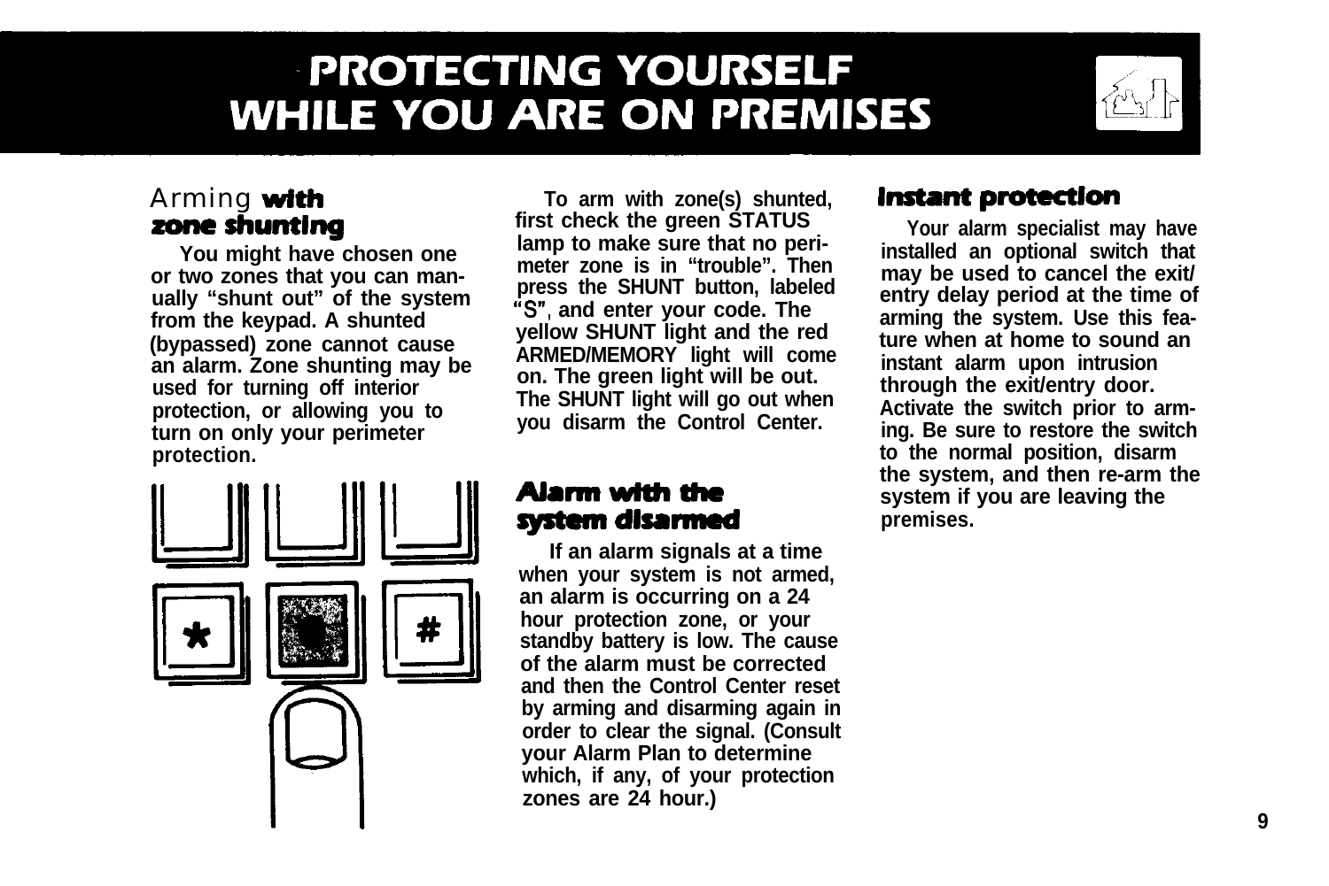# PROTECTING YOURSELF WHILE YOU ARE ON PREMISES

## Arming with zone shunting

You might have chosen one or two zones that you can manually "shunt out" of the system from the keypad. A shunted (bypassed) zone cannot cause an alarm. Zone shunting may be used for turning off interior protection, or allowing you to turn on only your perimeter protection.

To arm with zone(s) shunted, first check the green STATUS lamp to make sure that no perimeter zone is in "trouble". Then press the SHUNT button, labeled "S", and enter your code. The yellow SHUNT light and the red ARMED/MEMORY light will come on. The green light will be out. The SHUNT light will go out when you disarm the Control Center.

## Alarm with the system disarmed

If an alarm signals at a time when your system is not armed, an alarm is occurring on a 24 hour protection zone, or your standby battery is low. The cause of the alarm must be corrected and then the Control Center reset by arming and disarming again in order to clear the signal. (Consult your Alarm Plan to determine which, if any, of your protection zones are 24 hour.)

## Instant protection

Your alarm specialist may have installed an optional switch that may be used to cancel the exit/entry delay period at the time of arming the system. Use this feature when at home to sound an instant alarm upon intrusion through the exit/entry door. Activate the switch prior to arming. Be sure to restore the switch to the normal position, disarm the system, and then re-arm the system if you are leaving the premises.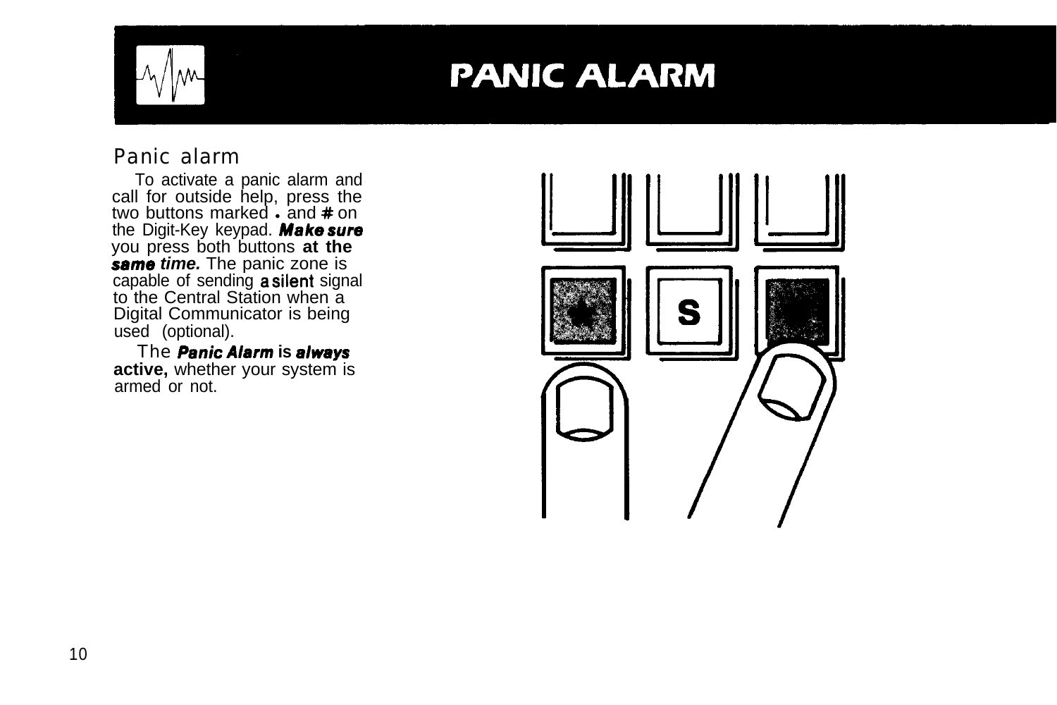# PANIC ALARM

## Panic alarm

To activate a panic alarm and call for outside help, press the two buttons marked • and # on the Digit-Key keypad. ***Make sure*** you press both buttons **at the** ***same time.*** The panic zone is capable of sending **a silent** signal to the Central Station when a Digital Communicator is being used (optional).

The ***Panic Alarm*** **is** ***always*** **active,** whether your system is armed or not.

S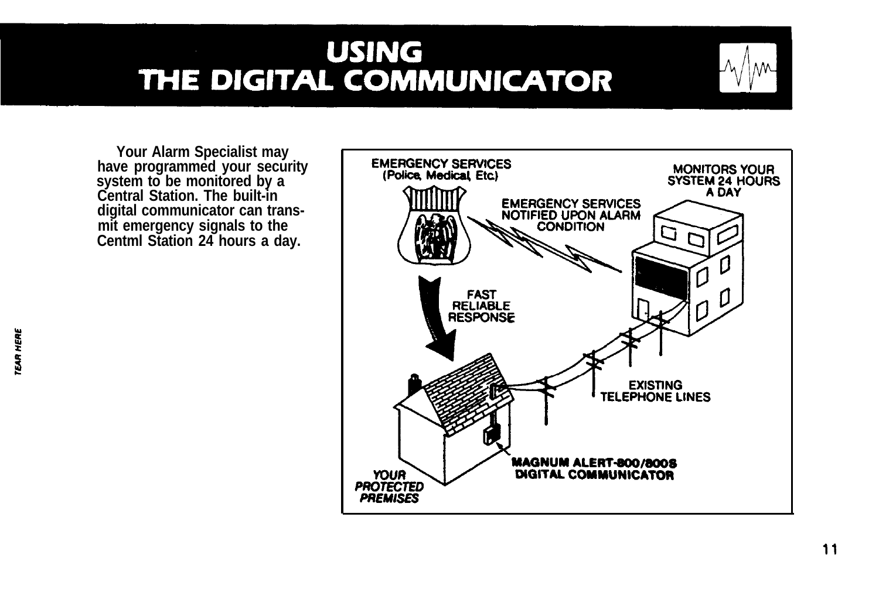# USING THE DIGITAL COMMUNICATOR

Your Alarm Specialist may have programmed your security system to be monitored by a Central Station. The built-in digital communicator can transmit emergency signals to the Centml Station 24 hours a day.

EMERGENCY SERVICES (Police, Medical, Etc.)

MONITORS YOUR SYSTEM 24 HOURS A DAY

EMERGENCY SERVICES NOTIFIED UPON ALARM CONDITION

FAST RELIABLE RESPONSE

EXISTING TELEPHONE LINES

MAGNUM ALERT-800/800S DIGITAL COMMUNICATOR

*YOUR PROTECTED PREMISES*

TEAR HERE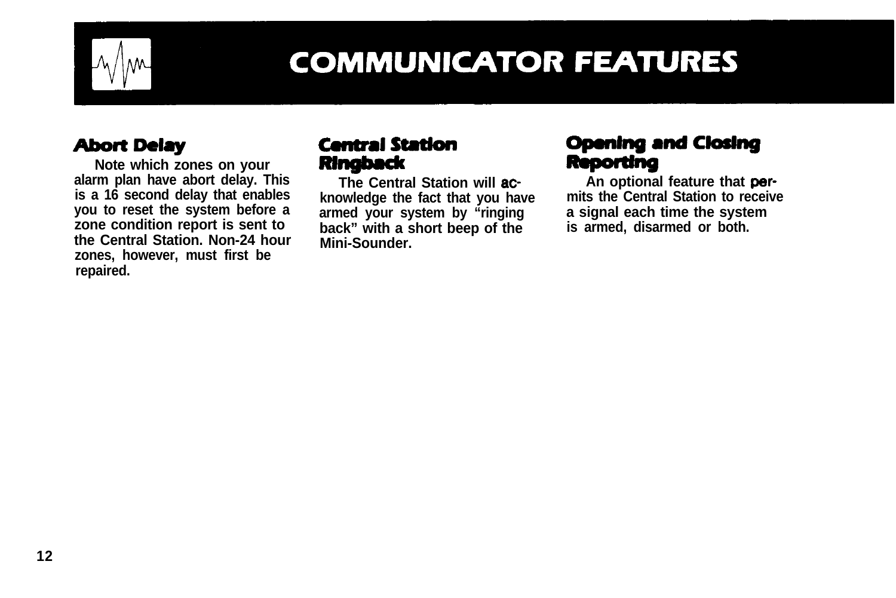# COMMUNICATOR FEATURES

## Abort Delay

Note which zones on your alarm plan have abort delay. This is a 16 second delay that enables you to reset the system before a zone condition report is sent to the Central Station. Non-24 hour zones, however, must first be repaired.

## Central Station Ringback

The Central Station will acknowledge the fact that you have armed your system by "ringing back" with a short beep of the Mini-Sounder.

## Opening and Closing Reporting

An optional feature that permits the Central Station to receive a signal each time the system is armed, disarmed or both.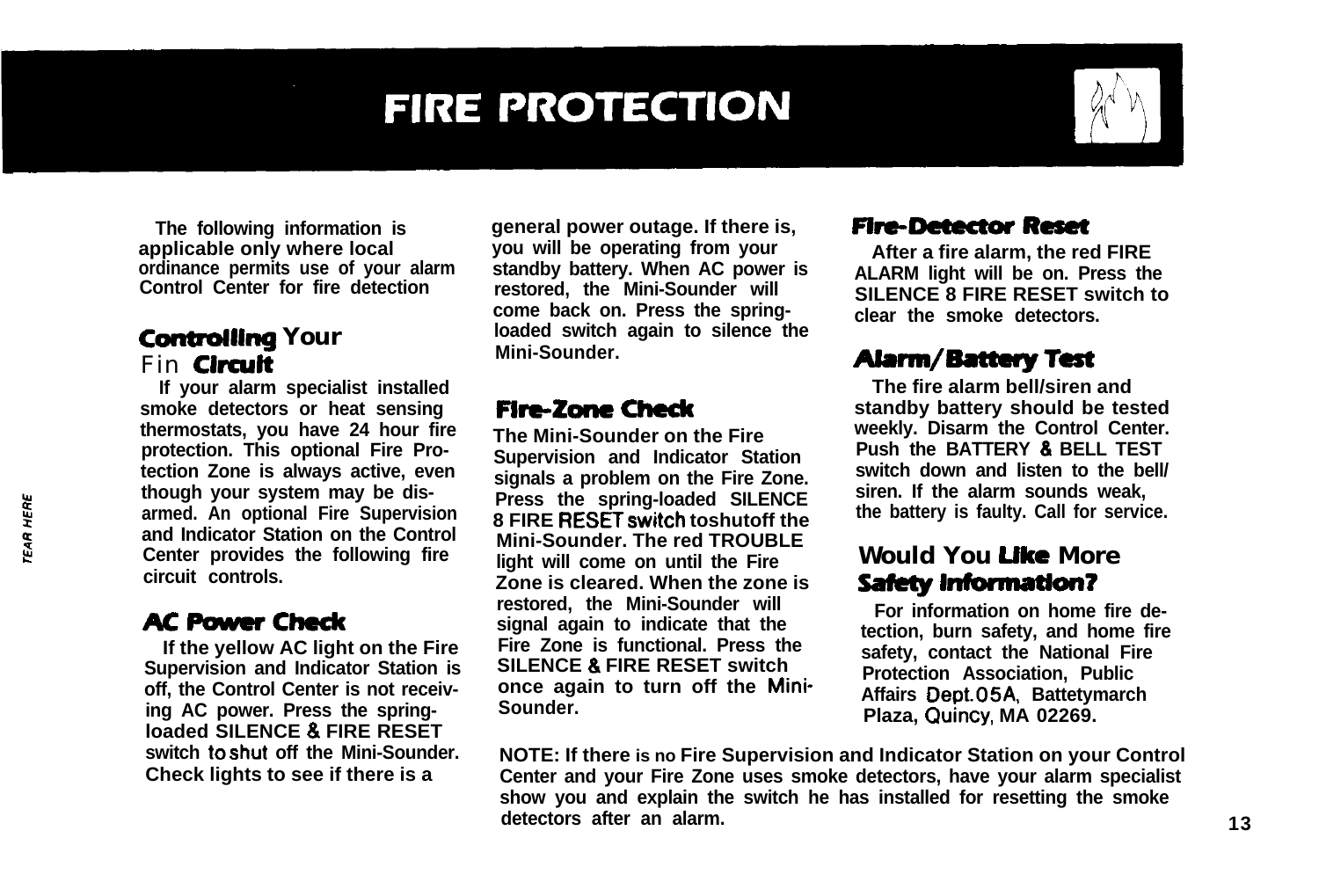# FIRE PROTECTION

The following information is applicable only where local ordinance permits use of your alarm Control Center for fire detection

## Controlling Your Fin Circuit

If your alarm specialist installed smoke detectors or heat sensing thermostats, you have 24 hour fire protection. This optional Fire Protection Zone is always active, even though your system may be disarmed. An optional Fire Supervision and Indicator Station on the Control Center provides the following fire circuit controls.

## AC Power Check

If the yellow AC light on the Fire Supervision and Indicator Station is off, the Control Center is not receiving AC power. Press the spring-loaded SILENCE & FIRE RESET switch to shut off the Mini-Sounder. Check lights to see if there is a general power outage. If there is, you will be operating from your standby battery. When AC power is restored, the Mini-Sounder will come back on. Press the spring-loaded switch again to silence the Mini-Sounder.

## Fire-Zone Check

The Mini-Sounder on the Fire Supervision and Indicator Station signals a problem on the Fire Zone. Press the spring-loaded SILENCE 8 FIRE RESET switch toshutoff the Mini-Sounder. The red TROUBLE light will come on until the Fire Zone is cleared. When the zone is restored, the Mini-Sounder will signal again to indicate that the Fire Zone is functional. Press the SILENCE & FIRE RESET switch once again to turn off the Mini-Sounder.

## Fire-Detector Reset

After a fire alarm, the red FIRE ALARM light will be on. Press the SILENCE 8 FIRE RESET switch to clear the smoke detectors.

## Alarm/Battery Test

The fire alarm bell/siren and standby battery should be tested weekly. Disarm the Control Center. Push the BATTERY & BELL TEST switch down and listen to the bell/siren. If the alarm sounds weak, the battery is faulty. Call for service.

## Would You Like More Safety Information?

For information on home fire detection, burn safety, and home fire safety, contact the National Fire Protection Association, Public Affairs Dept.05A, Battetymarch Plaza, Quincy, MA 02269.

**NOTE:** If there is no Fire Supervision and Indicator Station on your Control Center and your Fire Zone uses smoke detectors, have your alarm specialist show you and explain the switch he has installed for resetting the smoke detectors after an alarm.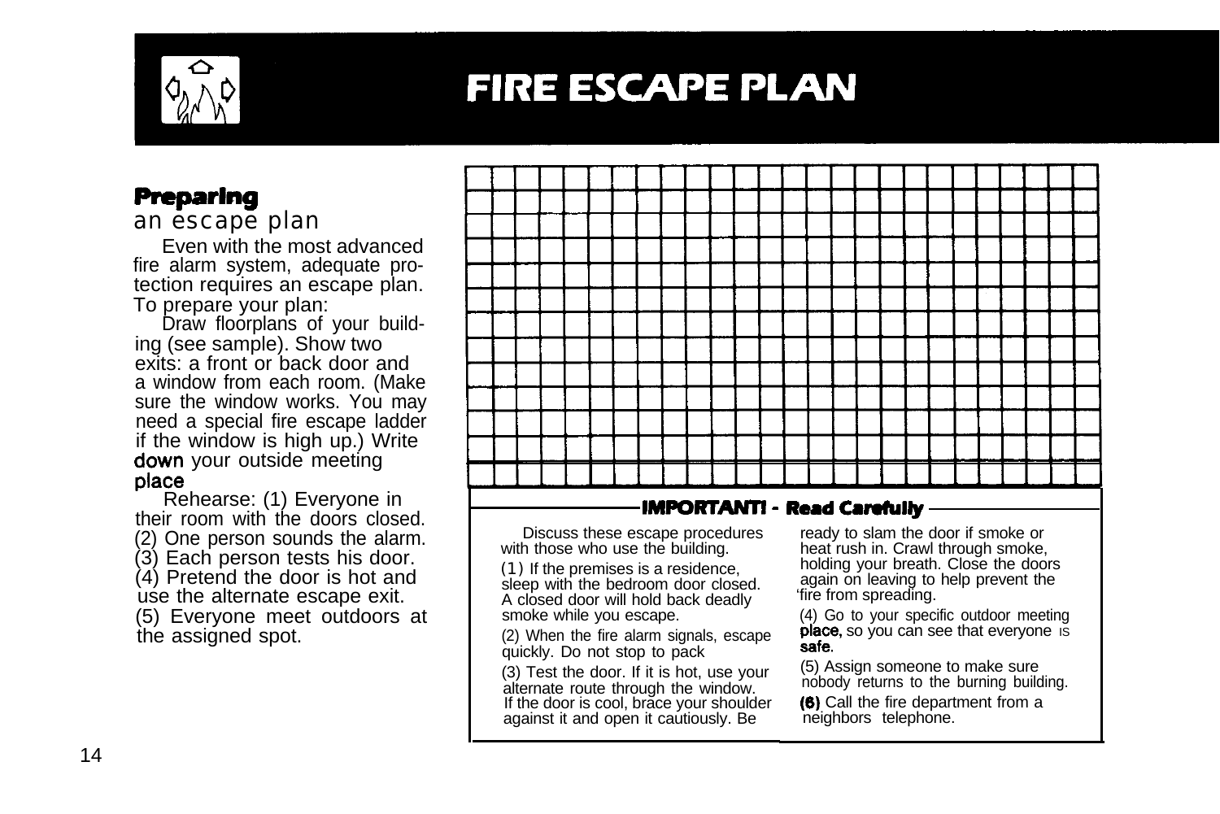# FIRE ESCAPE PLAN

## Preparing
an escape plan

Even with the most advanced fire alarm system, adequate protection requires an escape plan. To prepare your plan:

Draw floorplans of your building (see sample). Show two exits: a front or back door and a window from each room. (Make sure the window works. You may need a special fire escape ladder if the window is high up.) Write **down** your outside meeting **place**

Rehearse: (1) Everyone in their room with the doors closed. (2) One person sounds the alarm. (3) Each person tests his door. (4) Pretend the door is hot and use the alternate escape exit. (5) Everyone meet outdoors at the assigned spot.

### IMPORTANT! - Read Carefully

Discuss these escape procedures with those who use the building.

(1) If the premises is a residence, sleep with the bedroom door closed. A closed door will hold back deadly smoke while you escape.

(2) When the fire alarm signals, escape quickly. Do not stop to pack

(3) Test the door. If it is hot, use your alternate route through the window. If the door is cool, brace your shoulder against it and open it cautiously. Be ready to slam the door if smoke or heat rush in. Crawl through smoke, holding your breath. Close the doors again on leaving to help prevent the 'fire from spreading.

(4) Go to your specific outdoor meeting **place,** so you can see that everyone IS **safe**.

(5) Assign someone to make sure nobody returns to the burning building.

**(6)** Call the fire department from a neighbors telephone.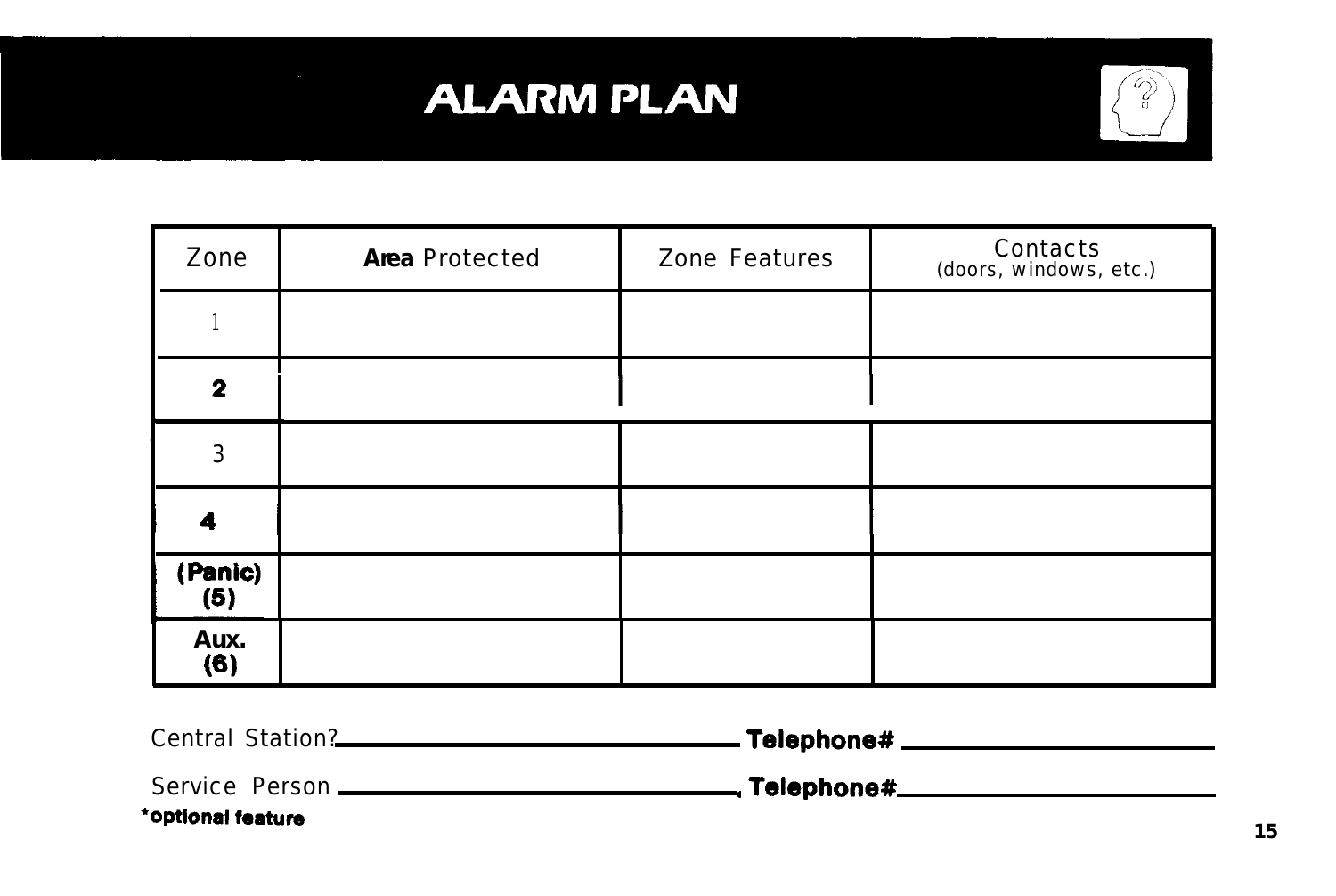# ALARM PLAN

| Zone | **Area** Protected | Zone Features | Contacts (doors, windows, etc.) |
|---|---|---|---|
| 1 | | | |
| **2** | | | |
| 3 | | | |
| **4** | | | |
| **(Panic) (5)** | | | |
| **Aux. (6)** | | | |

Central Station? ______________________ **Telephone#** ______________________

Service Person ______________________ **Telephone#** ______________________

***optional feature**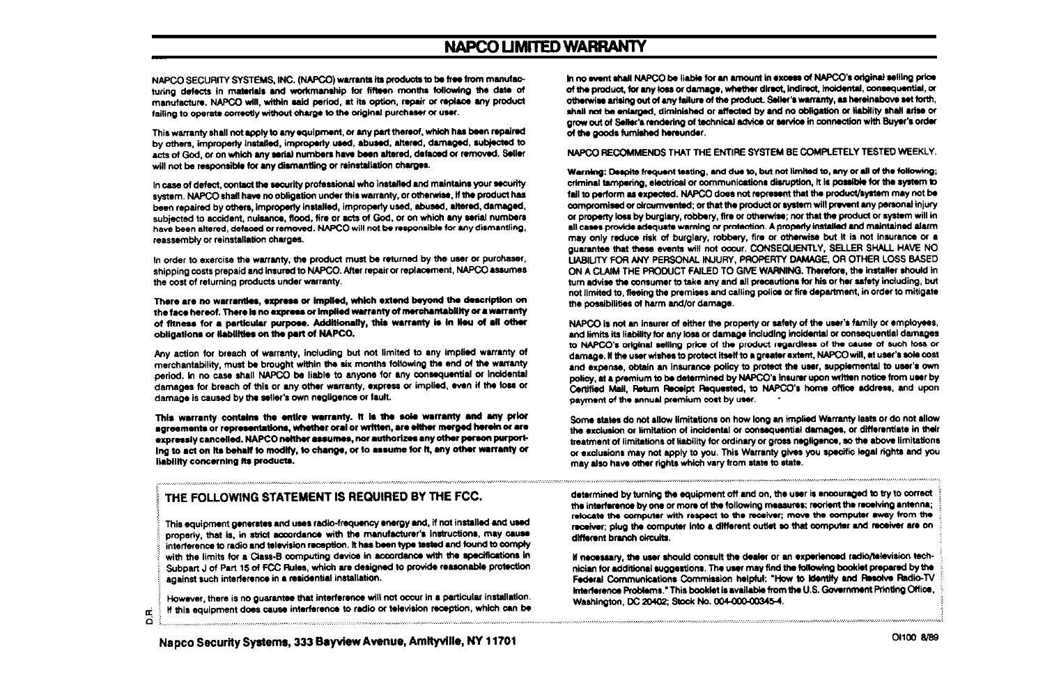# NAPCO LIMITED WARRANTY

NAPCO SECURITY SYSTEMS, INC. (NAPCO) warrants its products to be free from manufacturing defects in materials and workmanship for fifteen months following the date of manufacture. NAPCO will, within said period, at its option, repair or replace any product failing to operate correctly without charge to the original purchaser or user.

This warranty shall not apply to any equipment, or any part thereof, which has been repaired by others, improperly installed, improperly used, abused, altered, damaged, subjected to acts of God, or on which any serial numbers have been altered, defaced or removed. Seller will not be responsible for any dismantling or reinstallation charges.

In case of defect, contact the security professional who installed and maintains your security system. NAPCO shall have no obligation under this warranty, or otherwise, if the product has been repaired by others, improperly installed, improperly used, abused, altered, damaged, subjected to accident, nuisance, flood, fire or acts of God, or on which any serial numbers have been altered, defaced or removed. NAPCO will not be responsible for any dismantling, reassembly or reinstallation charges.

In order to exercise the warranty, the product must be returned by the user or purchaser, shipping costs prepaid and insured to NAPCO. After repair or replacement, NAPCO assumes the cost of returning products under warranty.

**There are no warranties, express or implied, which extend beyond the description on the face hereof. There is no express or implied warranty of merchantability or a warranty of fitness for a particular purpose. Additionally, this warranty is in lieu of all other obligations or liabilities on the part of NAPCO.**

Any action for breach of warranty, including but not limited to any implied warranty of merchantability, must be brought within the six months following the end of the warranty period. In no case shall NAPCO be liable to anyone for any consequential or incidental damages for breach of this or any other warranty, express or implied, even if the loss or damage is caused by the seller's own negligence or fault.

**This warranty contains the entire warranty. It is the sole warranty and any prior agreements or representations, whether oral or written, are either merged herein or are expressly cancelled. NAPCO neither assumes, nor authorizes any other person purporting to act on its behalf to modify, to change, or to assume for it, any other warranty or liability concerning its products.**

In no event shall NAPCO be liable for an amount in excess of NAPCO's original selling price of the product, for any loss or damage, whether direct, indirect, incidental, consequential, or otherwise arising out of any failure of the product. Seller's warranty, as hereinabove set forth, shall not be enlarged, diminished or affected by and no obligation or liability shall arise or grow out of Seller's rendering of technical advice or service in connection with Buyer's order of the goods furnished hereunder.

NAPCO RECOMMENDS THAT THE ENTIRE SYSTEM BE COMPLETELY TESTED WEEKLY.

**Warning:** Despite frequent testing, and due to, but not limited to, any or all of the following; criminal tampering, electrical or communications disruption, it is possible for the system to fail to perform as expected. NAPCO does not represent that the product/system may not be compromised or circumvented; or that the product or system will prevent any personal injury or property loss by burglary, robbery, fire or otherwise; nor that the product or system will in all cases provide adequate warning or protection. A properly installed and maintained alarm may only reduce risk of burglary, robbery, fire or otherwise but it is not insurance or a guarantee that these events will not occur. CONSEQUENTLY, SELLER SHALL HAVE NO LIABILITY FOR ANY PERSONAL INJURY, PROPERTY DAMAGE, OR OTHER LOSS BASED ON A CLAIM THE PRODUCT FAILED TO GIVE WARNING. Therefore, the installer should in turn advise the consumer to take any and all precautions for his or her safety including, but not limited to, fleeing the premises and calling police or fire department, in order to mitigate the possibilities of harm and/or damage.

NAPCO is not an insurer of either the property or safety of the user's family or employees, and limits its liability for any loss or damage including incidental or consequential damages to NAPCO's original selling price of the product regardless of the cause of such loss or damage. If the user wishes to protect itself to a greater extent, NAPCO will, at user's sole cost and expense, obtain an insurance policy to protect the user, supplemental to user's own policy, at a premium to be determined by NAPCO's insurer upon written notice from user by Certified Mail, Return Receipt Requested, to NAPCO's home office address, and upon payment of the annual premium cost by user.

Some states do not allow limitations on how long an implied Warranty lasts or do not allow the exclusion or limitation of incidental or consequential damages, or differentiate in their treatment of limitations of liability for ordinary or gross negligence, so the above limitations or exclusions may not apply to you. This Warranty gives you specific legal rights and you may also have other rights which vary from state to state.

## THE FOLLOWING STATEMENT IS REQUIRED BY THE FCC.

This equipment generates and uses radio-frequency energy and, if not installed and used properly, that is, in strict accordance with the manufacturer's instructions, may cause interference to radio and television reception. It has been type tested and found to comply with the limits for a Class-B computing device in accordance with the specifications in Subpart J of Part 15 of FCC Rules, which are designed to provide reasonable protection against such interference in a residential installation.

However, there is no guarantee that interference will not occur in a particular installation. If this equipment does cause interference to radio or television reception, which can be determined by turning the equipment off and on, the user is encouraged to try to correct the interference by one or more of the following measures: reorient the receiving antenna; relocate the computer with respect to the receiver; move the computer away from the receiver; plug the computer into a different outlet so that computer and receiver are on different branch circuits.

If necessary, the user should consult the dealer or an experienced radio/television technician for additional suggestions. The user may find the following booklet prepared by the Federal Communications Commission helpful: "How to Identify and Resolve Radio-TV Interference Problems." This booklet is available from the U.S. Government Printing Office, Washington, DC 20402; Stock No. 004-000-00345-4.

D.R.

**Napco Security Systems, 333 Bayview Avenue, Amityville, NY 11701**

OI100 8/89